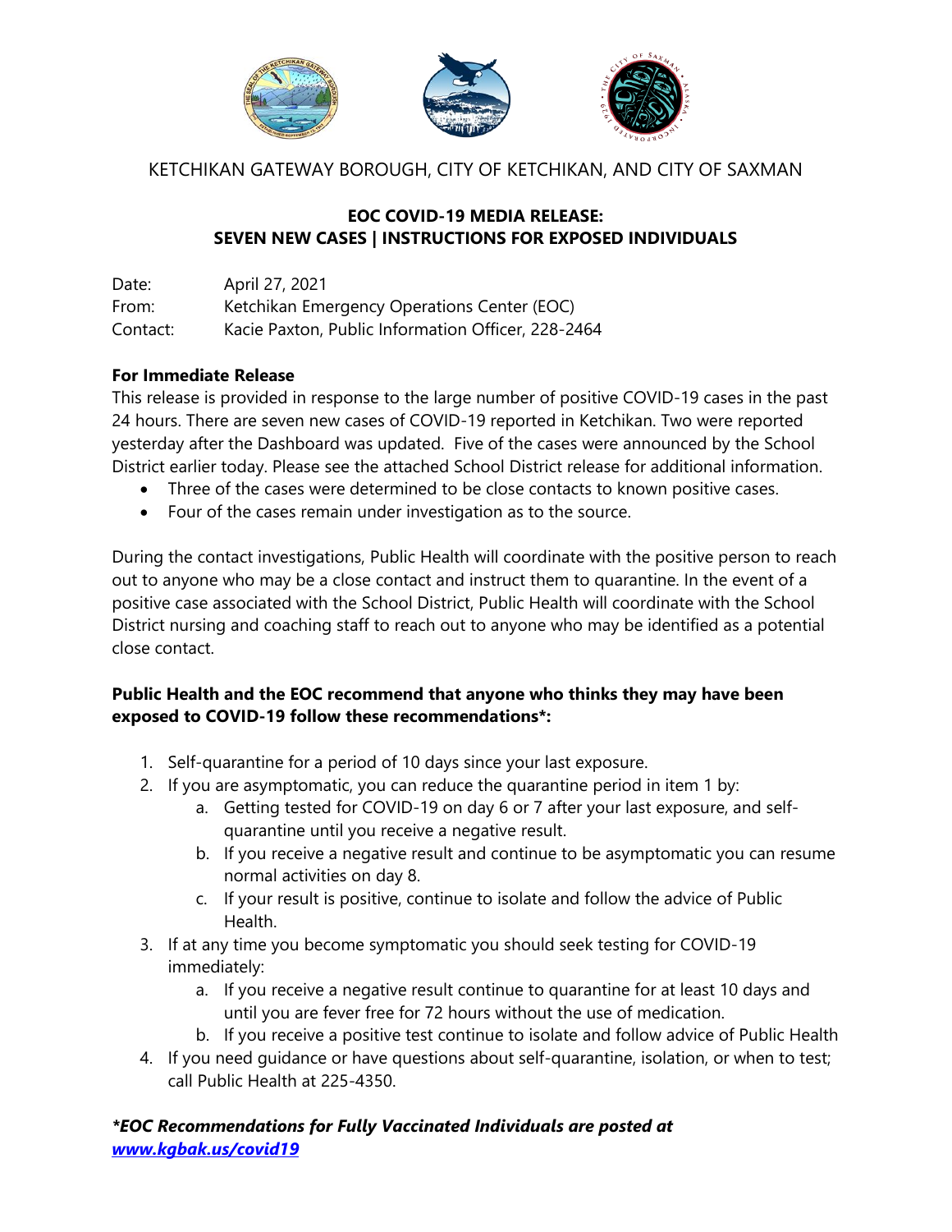KETCHIKAN GATEWAY BOROUGH, CITY OF KETCHIKAN, AND CITY OF SAXMAN

# EOC COVID-19 MEDIA RELEASE: SEVEN NEW CASES | INSTRUCTIONS FOR EXPOSED INDIVIDUALS

Date: April 27, 2021
From: Ketchikan Emergency Operations Center (EOC)
Contact: Kacie Paxton, Public Information Officer, 228-2464

**For Immediate Release**

This release is provided in response to the large number of positive COVID-19 cases in the past 24 hours. There are seven new cases of COVID-19 reported in Ketchikan. Two were reported yesterday after the Dashboard was updated. Five of the cases were announced by the School District earlier today. Please see the attached School District release for additional information.

- Three of the cases were determined to be close contacts to known positive cases.
- Four of the cases remain under investigation as to the source.

During the contact investigations, Public Health will coordinate with the positive person to reach out to anyone who may be a close contact and instruct them to quarantine. In the event of a positive case associated with the School District, Public Health will coordinate with the School District nursing and coaching staff to reach out to anyone who may be identified as a potential close contact.

**Public Health and the EOC recommend that anyone who thinks they may have been exposed to COVID-19 follow these recommendations*:**

1. Self-quarantine for a period of 10 days since your last exposure.
2. If you are asymptomatic, you can reduce the quarantine period in item 1 by:
   a. Getting tested for COVID-19 on day 6 or 7 after your last exposure, and self-quarantine until you receive a negative result.
   b. If you receive a negative result and continue to be asymptomatic you can resume normal activities on day 8.
   c. If your result is positive, continue to isolate and follow the advice of Public Health.
3. If at any time you become symptomatic you should seek testing for COVID-19 immediately:
   a. If you receive a negative result continue to quarantine for at least 10 days and until you are fever free for 72 hours without the use of medication.
   b. If you receive a positive test continue to isolate and follow advice of Public Health
4. If you need guidance or have questions about self-quarantine, isolation, or when to test; call Public Health at 225-4350.

***EOC Recommendations for Fully Vaccinated Individuals are posted at [www.kgbak.us/covid19](http://www.kgbak.us/covid19)***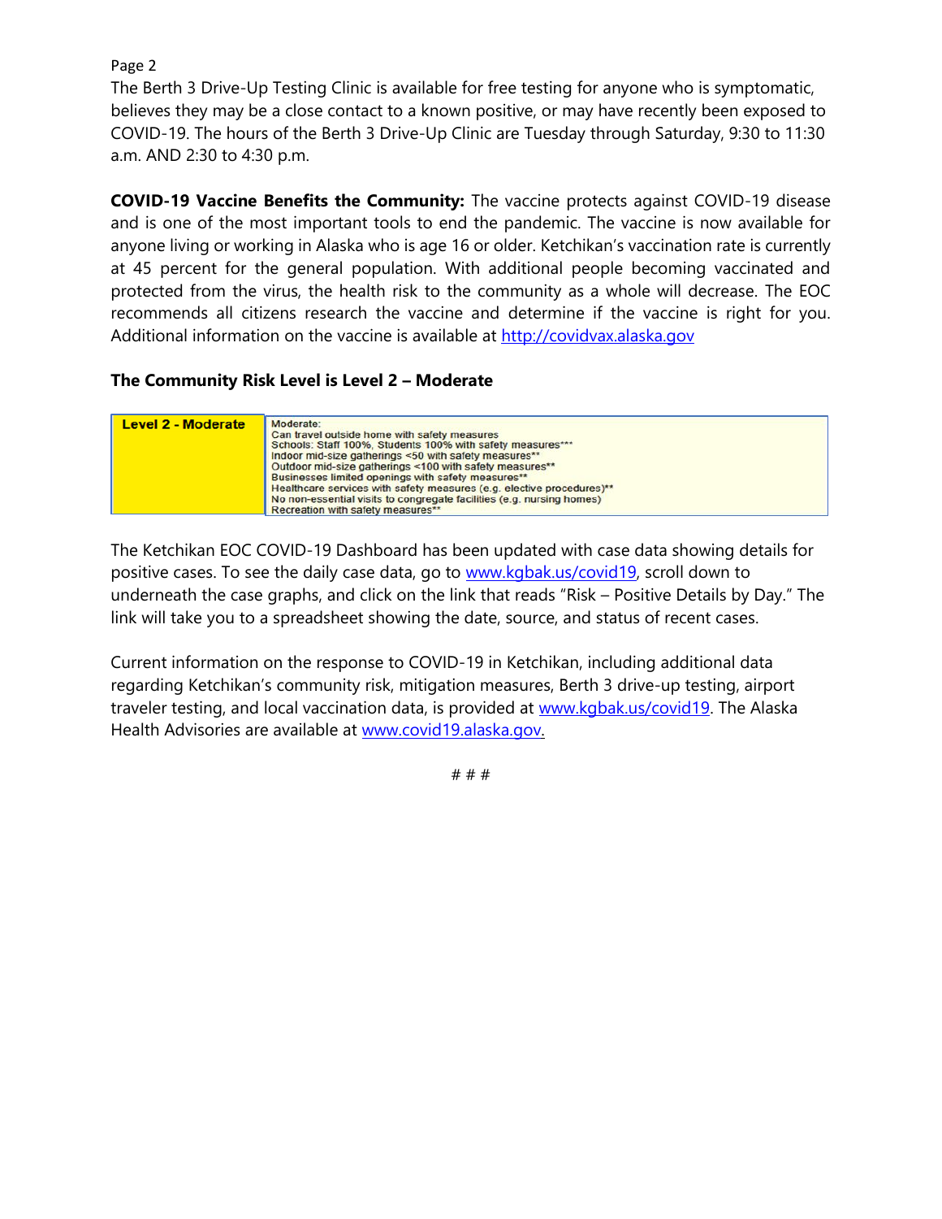The Berth 3 Drive-Up Testing Clinic is available for free testing for anyone who is symptomatic, believes they may be a close contact to a known positive, or may have recently been exposed to COVID-19. The hours of the Berth 3 Drive-Up Clinic are Tuesday through Saturday, 9:30 to 11:30 a.m. AND 2:30 to 4:30 p.m.

**COVID-19 Vaccine Benefits the Community:** The vaccine protects against COVID-19 disease and is one of the most important tools to end the pandemic. The vaccine is now available for anyone living or working in Alaska who is age 16 or older. Ketchikan's vaccination rate is currently at 45 percent for the general population. With additional people becoming vaccinated and protected from the virus, the health risk to the community as a whole will decrease. The EOC recommends all citizens research the vaccine and determine if the vaccine is right for you. Additional information on the vaccine is available at http://covidvax.alaska.gov

**The Community Risk Level is Level 2 – Moderate**

| | |
|---|---|
| **Level 2 - Moderate** | Moderate:<br>Can travel outside home with safety measures<br>Schools: Staff 100%, Students 100% with safety measures***<br>Indoor mid-size gatherings <50 with safety measures**<br>Outdoor mid-size gatherings <100 with safety measures**<br>Businesses limited openings with safety measures**<br>Healthcare services with safety measures (e.g. elective procedures)**<br>No non-essential visits to congregate facilities (e.g. nursing homes)<br>Recreation with safety measures** |

The Ketchikan EOC COVID-19 Dashboard has been updated with case data showing details for positive cases. To see the daily case data, go to www.kgbak.us/covid19, scroll down to underneath the case graphs, and click on the link that reads "Risk – Positive Details by Day." The link will take you to a spreadsheet showing the date, source, and status of recent cases.

Current information on the response to COVID-19 in Ketchikan, including additional data regarding Ketchikan's community risk, mitigation measures, Berth 3 drive-up testing, airport traveler testing, and local vaccination data, is provided at www.kgbak.us/covid19. The Alaska Health Advisories are available at www.covid19.alaska.gov.

# # #